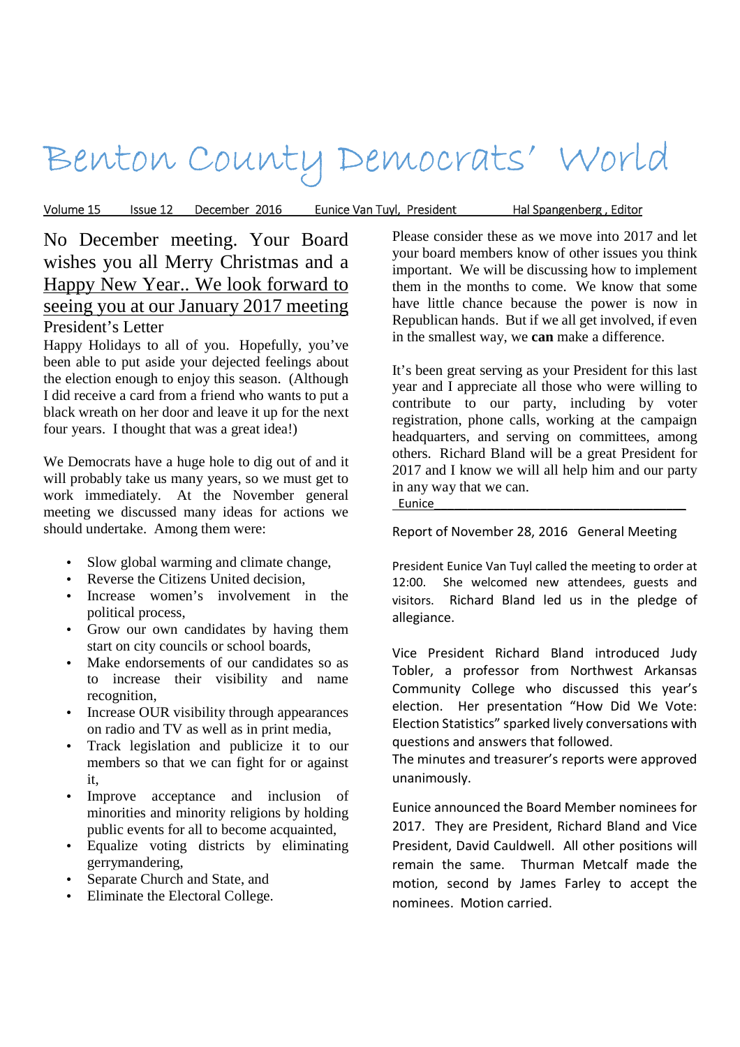# Benton County Democrats' World

Volume 15 Issue 12 December 2016 Eunice Van Tuyl, President Hal Spangenberg , Editor

## No December meeting. Your Board wishes you all Merry Christmas and a Happy New Year.. We look forward to seeing you at our January 2017 meeting

### President's Letter

Happy Holidays to all of you. Hopefully, you've been able to put aside your dejected feelings about the election enough to enjoy this season. (Although I did receive a card from a friend who wants to put a black wreath on her door and leave it up for the next four years. I thought that was a great idea!)

We Democrats have a huge hole to dig out of and it will probably take us many years, so we must get to work immediately. At the November general meeting we discussed many ideas for actions we should undertake. Among them were:

- Slow global warming and climate change,
- Reverse the Citizens United decision,
- Increase women's involvement in the political process,
- Grow our own candidates by having them start on city councils or school boards,
- Make endorsements of our candidates so as to increase their visibility and name recognition,
- Increase OUR visibility through appearances on radio and TV as well as in print media,
- Track legislation and publicize it to our members so that we can fight for or against it,
- Improve acceptance and inclusion of minorities and minority religions by holding public events for all to become acquainted,
- Equalize voting districts by eliminating gerrymandering,
- Separate Church and State, and
- Eliminate the Electoral College.

Please consider these as we move into 2017 and let your board members know of other issues you think important. We will be discussing how to implement them in the months to come. We know that some have little chance because the power is now in Republican hands. But if we all get involved, if even in the smallest way, we **can** make a difference.

It's been great serving as your President for this last year and I appreciate all those who were willing to contribute to our party, including by voter registration, phone calls, working at the campaign headquarters, and serving on committees, among others. Richard Bland will be a great President for 2017 and I know we will all help him and our party in any way that we can.

Eunice

### Report of November 28, 2016 General Meeting

President Eunice Van Tuyl called the meeting to order at 12:00. She welcomed new attendees, guests and visitors. Richard Bland led us in the pledge of allegiance.

Vice President Richard Bland introduced Judy Tobler, a professor from Northwest Arkansas Community College who discussed this year's election. Her presentation "How Did We Vote: Election Statistics" sparked lively conversations with questions and answers that followed.

The minutes and treasurer's reports were approved unanimously.

Eunice announced the Board Member nominees for 2017. They are President, Richard Bland and Vice President, David Cauldwell. All other positions will remain the same. Thurman Metcalf made the motion, second by James Farley to accept the nominees. Motion carried.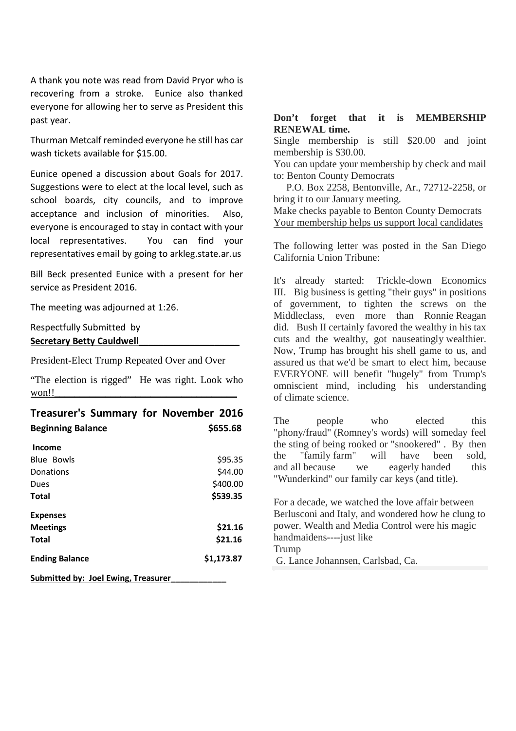A thank you note was read from David Pryor who is recovering from a stroke. Eunice also thanked everyone for allowing her to serve as President this past year.

Thurman Metcalf reminded everyone he still has car wash tickets available for $15.00.

Eunice opened a discussion about Goals for 2017. Suggestions were to elect at the local level, such as school boards, city councils, and to improve acceptance and inclusion of minorities. Also, everyone is encouraged to stay in contact with your local representatives. You can find your representatives email by going to arkleg.state.ar.us

Bill Beck presented Eunice with a present for her service as President 2016.

The meeting was adjourned at 1:26.

Respectfully Submitted by
**Secretary Betty Cauldwell**

President-Elect Trump Repeated Over and Over

"The election is rigged" He was right. Look who won!!

## Treasurer's Summary for November 2016

| | |
|---|---|
| **Beginning Balance** | **$655.68** |
| **Income** | |
| Blue Bowls | $95.35 |
| Donations | $44.00 |
| Dues | $400.00 |
| **Total** | **$539.35** |
| **Expenses** | |
| **Meetings** | **$21.16** |
| **Total** | **$21.16** |
| **Ending Balance** | **$1,173.87** |

**Submitted by: Joel Ewing, Treasurer**

**Don't forget that it is MEMBERSHIP RENEWAL time.**

Single membership is still $20.00 and joint membership is $30.00.

You can update your membership by check and mail to: Benton County Democrats
P.O. Box 2258, Bentonville, Ar., 72712-2258, or bring it to our January meeting.

Make checks payable to Benton County Democrats
Your membership helps us support local candidates

The following letter was posted in the San Diego California Union Tribune:

It's already started: Trickle-down Economics III. Big business is getting "their guys" in positions of government, to tighten the screws on the Middleclass, even more than Ronnie Reagan did. Bush II certainly favored the wealthy in his tax cuts and the wealthy, got nauseatingly wealthier. Now, Trump has brought his shell game to us, and assured us that we'd be smart to elect him, because EVERYONE will benefit "hugely" from Trump's omniscient mind, including his understanding of climate science.

The people who elected this "phony/fraud" (Romney's words) will someday feel the sting of being rooked or "snookered". By then the "family farm" will have been sold, and all because we eagerly handed this "Wunderkind" our family car keys (and title).

For a decade, we watched the love affair between Berlusconi and Italy, and wondered how he clung to power. Wealth and Media Control were his magic handmaidens----just like Trump

G. Lance Johannsen, Carlsbad, Ca.